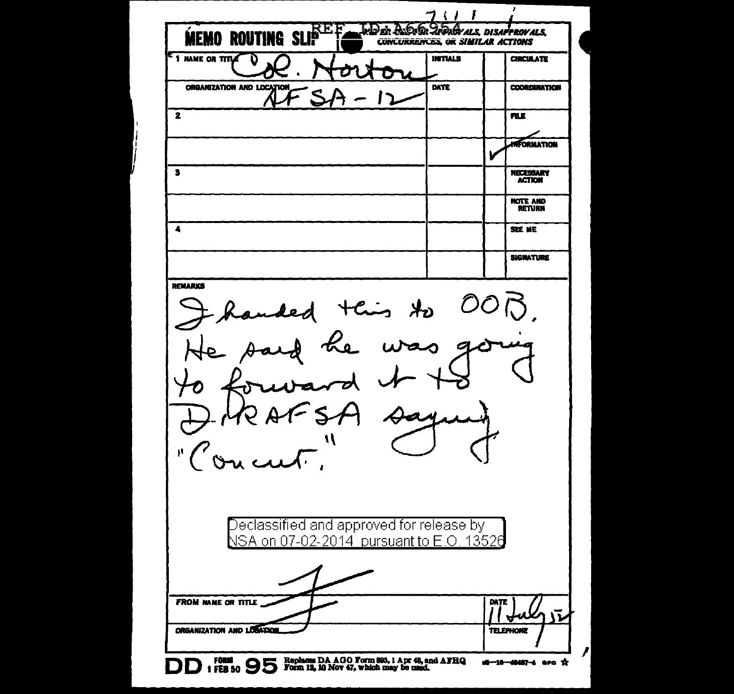REF ID:A66954

# MEMO ROUTING SLIP

NEVER USE FOR APPROVALS, DISAPPROVALS, CONCURRENCES, OR SIMILAR ACTIONS

| | | INITIALS | | |
|---|---|---|---|---|
| 1 NAME OR TITLE | Col. Horton | | | CIRCULATE |
| ORGANIZATION AND LOCATION | AFSA-12 | DATE | | COORDINATION |
| 2 | | | | FILE |
| | | | ✓ | INFORMATION |
| 3 | | | | NECESSARY ACTION |
| | | | | NOTE AND RETURN |
| 4 | | | | SEE ME |
| | | | | SIGNATURE |

REMARKS

I handed this to OOB. He said he was going to forward it to DIRAFSA saying "Concur."

Declassified and approved for release by NSA on 07-02-2014 pursuant to E.O. 13526

FROM NAME OR TITLE F

ORGANIZATION AND LOCATION

DATE 11 July 52

TELEPHONE

DD FORM 1 FEB 50 95 Replaces DA AGO Form 895, 1 Apr 48, and AFHQ Form 12, 10 Nov 47, which may be used.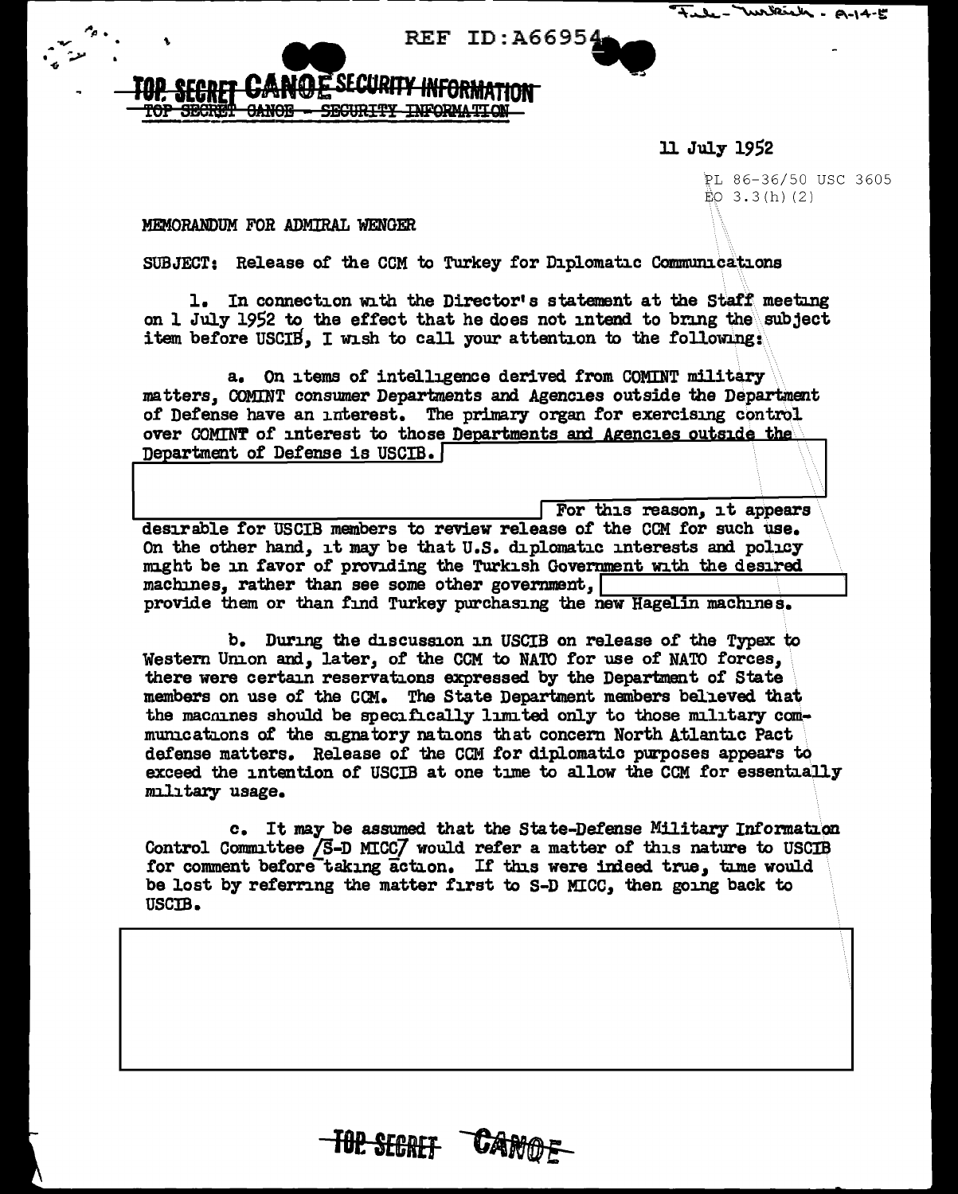REF ID:A66954

**TOP SECRET CANOE SECURITY INFORMATION**
TOP SECRET CANOE - SECURITY INFORMATION

11 July 1952

PL 86-36/50 USC 3605
EO 3.3(h)(2)

MEMORANDUM FOR ADMIRAL WENGER

SUBJECT: Release of the CCM to Turkey for Diplomatic Communications

1. In connection with the Director's statement at the Staff meeting on 1 July 1952 to the effect that he does not intend to bring the subject item before USCIB, I wish to call your attention to the following:

a. On items of intelligence derived from COMINT military matters, COMINT consumer Departments and Agencies outside the Department of Defense have an interest. The primary organ for exercising control over COMINT of interest to those Departments and Agencies outside the Department of Defense is USCIB. [REDACTED] For this reason, it appears desirable for USCIB members to review release of the CCM for such use. On the other hand, it may be that U.S. diplomatic interests and policy might be in favor of providing the Turkish Government with the desired machines, rather than see some other government, [REDACTED] provide them or than find Turkey purchasing the new Hagelin machines.

b. During the discussion in USCIB on release of the Typex to Western Union and, later, of the CCM to NATO for use of NATO forces, there were certain reservations expressed by the Department of State members on use of the CCM. The State Department members believed that the machines should be specifically limited only to those military communications of the signatory nations that concern North Atlantic Pact defense matters. Release of the CCM for diplomatic purposes appears to exceed the intention of USCIB at one time to allow the CCM for essentially military usage.

c. It may be assumed that the State-Defense Military Information Control Committee /S-D MICC/ would refer a matter of this nature to USCIB for comment before taking action. If this were indeed true, time would be lost by referring the matter first to S-D MICC, then going back to USCIB.

[REDACTED]

TOP SECRET CANOE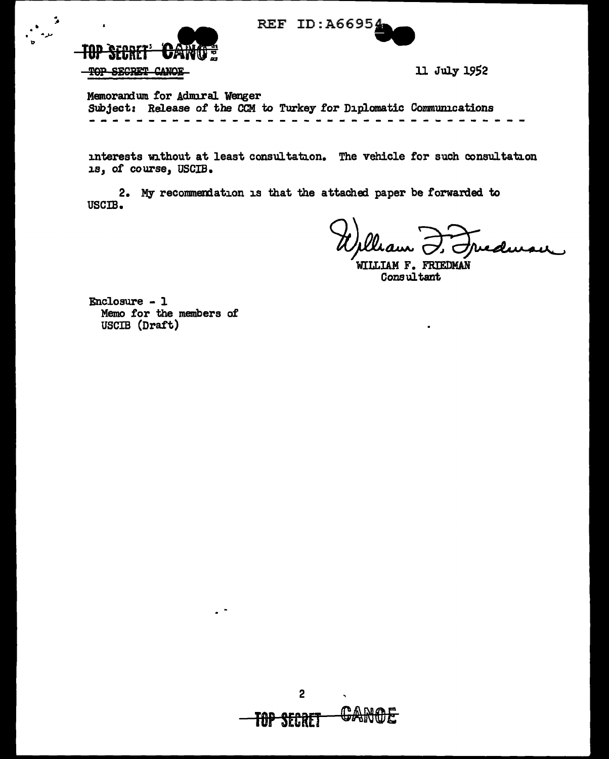TOP SECRET CANOE

TOP SECRET CANOE

11 July 1952

Memorandum for Admiral Wenger
Subject: Release of the CCM to Turkey for Diplomatic Communications

- - - - - - - - - - - - - - - - - - - - - - - - - - - - - - - - - - - - -

interests without at least consultation. The vehicle for such consultation is, of course, USCIB.

2. My recommendation is that the attached paper be forwarded to USCIB.

William F. Friedman

WILLIAM F. FRIEDMAN
Consultant

Enclosure - 1
Memo for the members of
USCIB (Draft)

TOP SECRET CANOE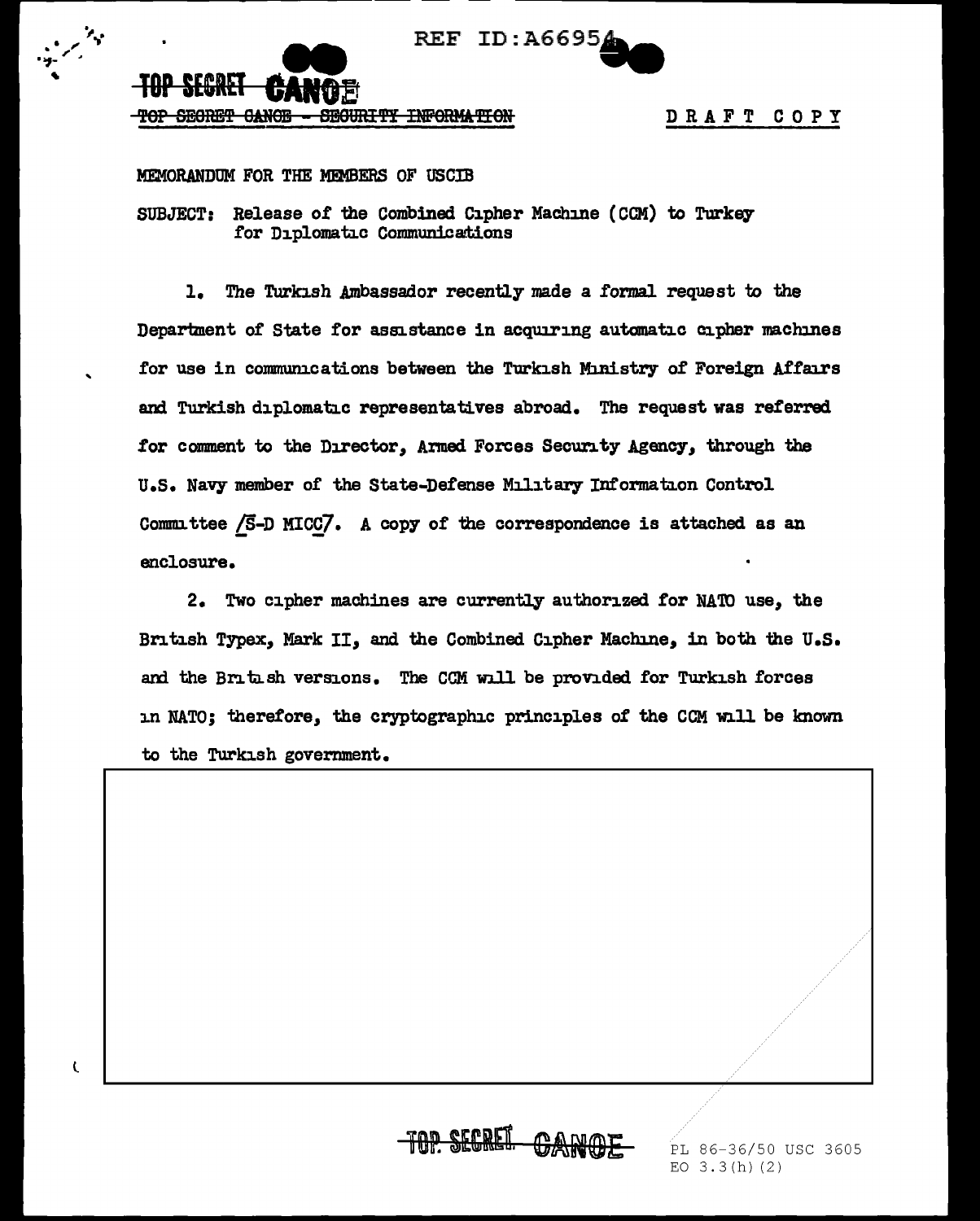REF ID:A66954

~~TOP SECRET~~ CANOE

~~TOP SECRET CANOE - SECURITY INFORMATION~~

D R A F T C O P Y

MEMORANDUM FOR THE MEMBERS OF USCIB

SUBJECT: Release of the Combined Cipher Machine (CCM) to Turkey for Diplomatic Communications

1. The Turkish Ambassador recently made a formal request to the Department of State for assistance in acquiring automatic cipher machines for use in communications between the Turkish Ministry of Foreign Affairs and Turkish diplomatic representatives abroad. The request was referred for comment to the Director, Armed Forces Security Agency, through the U.S. Navy member of the State-Defense Military Information Control Committee /S-D MICC/. A copy of the correspondence is attached as an enclosure.

2. Two cipher machines are currently authorized for NATO use, the British Typex, Mark II, and the Combined Cipher Machine, in both the U.S. and the British versions. The CCM will be provided for Turkish forces in NATO; therefore, the cryptographic principles of the CCM will be known to the Turkish government.

TOP SECRET CANOE

PL 86-36/50 USC 3605
EO 3.3(h)(2)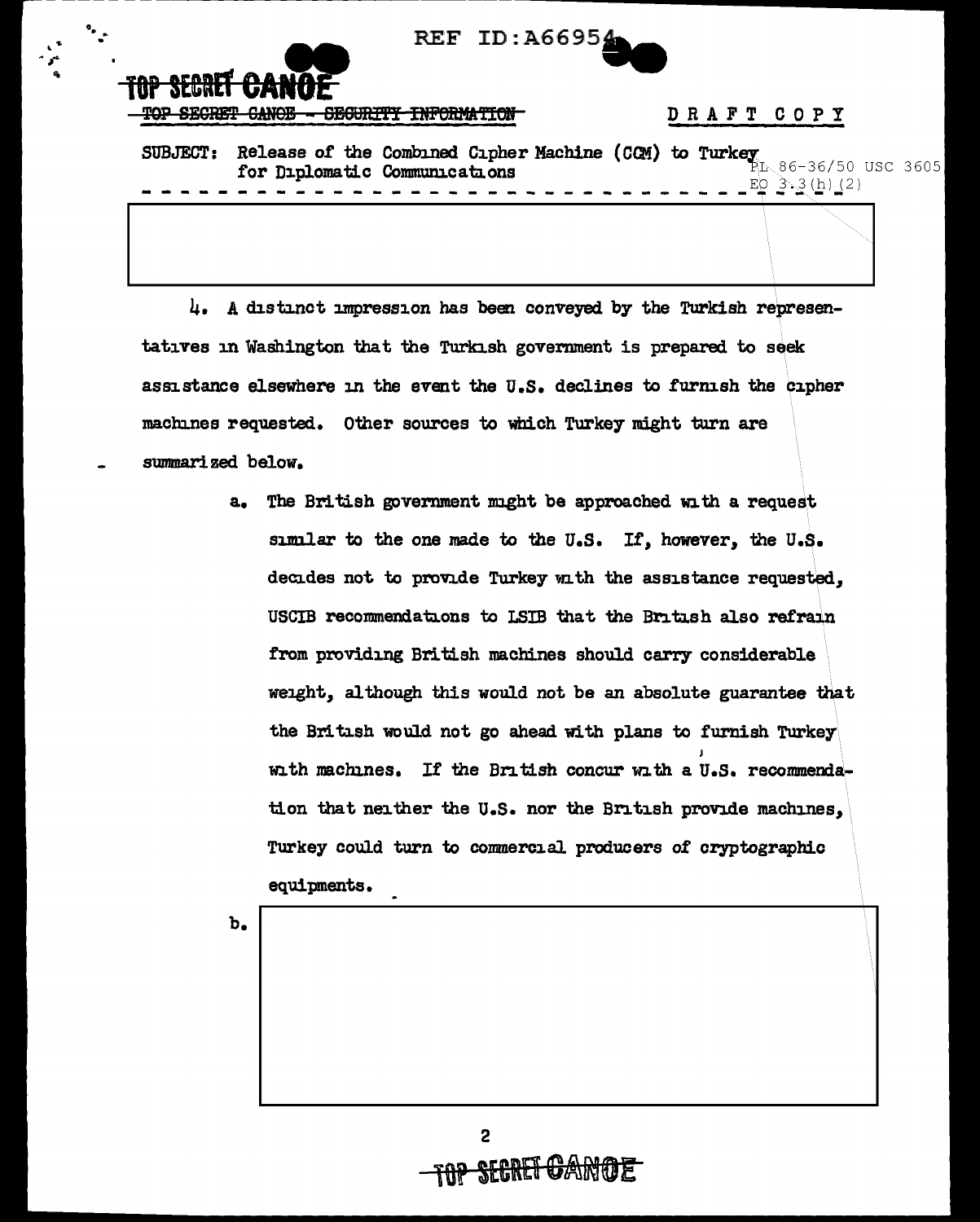TOP SECRET CANOE

~~TOP SECRET CANOE - SECURITY INFORMATION~~

DRAFT COPY

SUBJECT: Release of the Combined Cipher Machine (CCM) to Turkey for Diplomatic Communications

PL 86-36/50 USC 3605
EO 3.3(h)(2)

4. A distinct impression has been conveyed by the Turkish representatives in Washington that the Turkish government is prepared to seek assistance elsewhere in the event the U.S. declines to furnish the cipher machines requested. Other sources to which Turkey might turn are summarized below.

a. The British government might be approached with a request similar to the one made to the U.S. If, however, the U.S. decides not to provide Turkey with the assistance requested, USCIB recommendations to LSIB that the British also refrain from providing British machines should carry considerable weight, although this would not be an absolute guarantee that the British would not go ahead with plans to furnish Turkey with machines. If the British concur with a U.S. recommendation that neither the U.S. nor the British provide machines, Turkey could turn to commercial producers of cryptographic equipments.

b.

TOP SECRET CANOE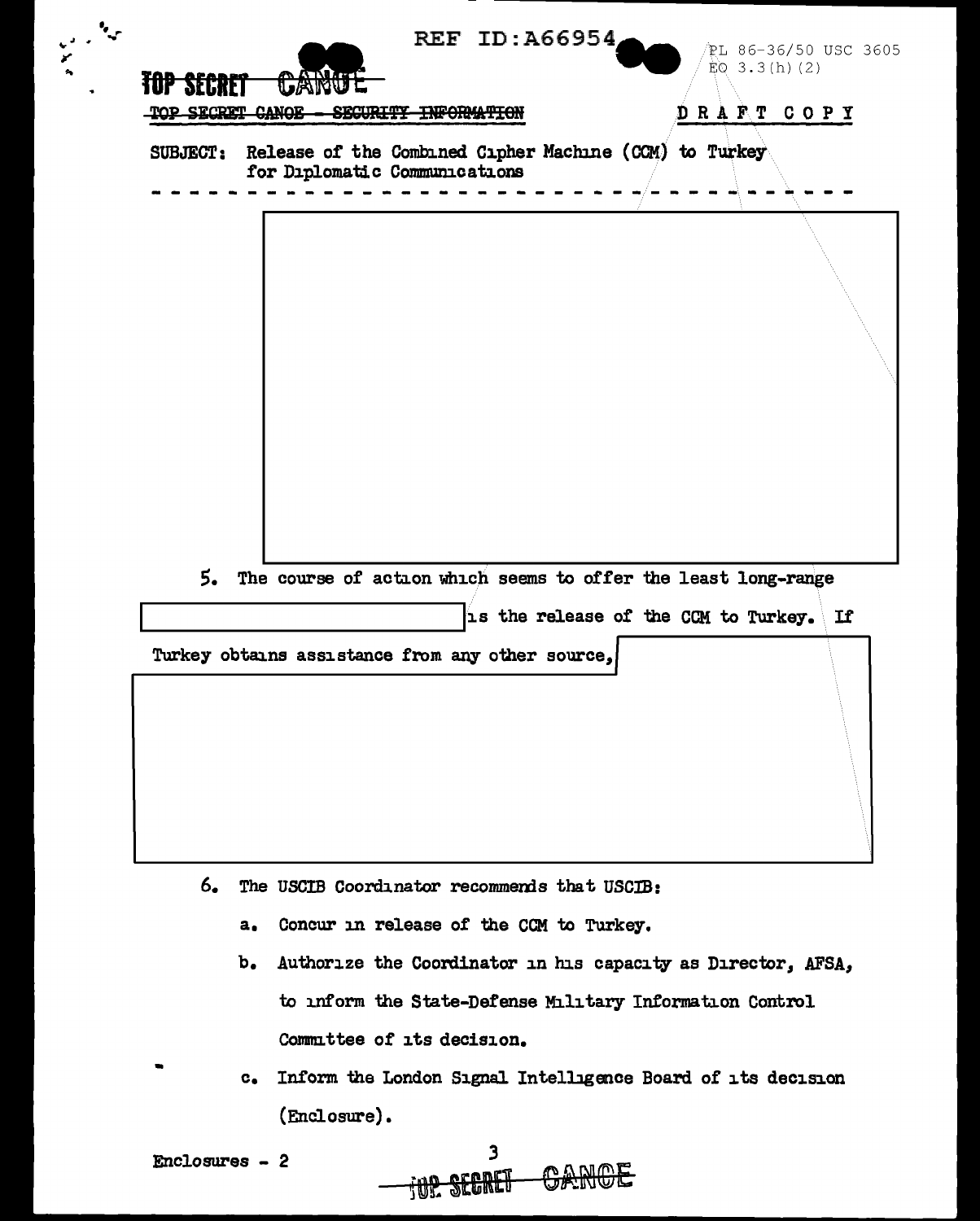REF ID:A66954

PL 86-36/50 USC 3605
EO 3.3(h)(2)

TOP SECRET CANOE

~~TOP SECRET CANOE - SECURITY INFORMATION~~

DRAFT COPY

SUBJECT: Release of the Combined Cipher Machine (CCM) to Turkey for Diplomatic Communications

5. The course of action which seems to offer the least long-range [redacted] is the release of the CCM to Turkey. If Turkey obtains assistance from any other source, [redacted]

6. The USCIB Coordinator recommends that USCIB:

a. Concur in release of the CCM to Turkey.

b. Authorize the Coordinator in his capacity as Director, AFSA, to inform the State-Defense Military Information Control Committee of its decision.

c. Inform the London Signal Intelligence Board of its decision (Enclosure).

Enclosures - 2

TOP SECRET CANOE